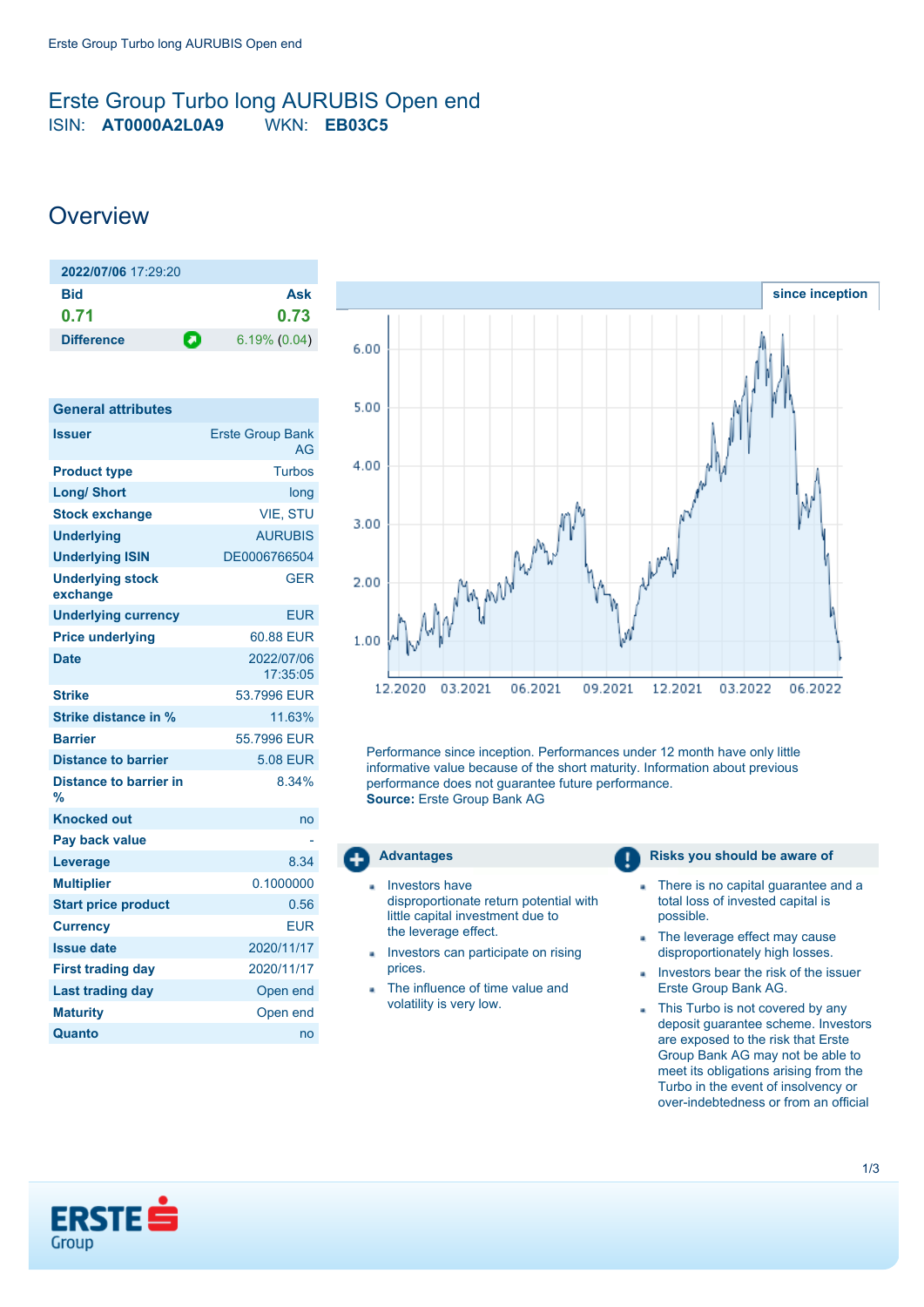# Erste Group Turbo long AURUBIS Open end

ISIN: **AT0000A2L0A9** WKN: **EB03C5**

## Overview

| **2022/07/06** 17:29:20 | |
|---|---|
| **Bid** | **Ask** |
| **0.71** | **0.73** |
| **Difference** | 6.19% (0.04) |

| General attributes | |
|---|---|
| **Issuer** | Erste Group Bank AG |
| **Product type** | Turbos |
| **Long/ Short** | long |
| **Stock exchange** | VIE, STU |
| **Underlying** | AURUBIS |
| **Underlying ISIN** | DE0006766504 |
| **Underlying stock exchange** | GER |
| **Underlying currency** | EUR |
| **Price underlying** | 60.88 EUR |
| **Date** | 2022/07/06 17:35:05 |
| **Strike** | 53.7996 EUR |
| **Strike distance in %** | 11.63% |
| **Barrier** | 55.7996 EUR |
| **Distance to barrier** | 5.08 EUR |
| **Distance to barrier in %** | 8.34% |
| **Knocked out** | no |
| **Pay back value** | - |
| **Leverage** | 8.34 |
| **Multiplier** | 0.1000000 |
| **Start price product** | 0.56 |
| **Currency** | EUR |
| **Issue date** | 2020/11/17 |
| **First trading day** | 2020/11/17 |
| **Last trading day** | Open end |
| **Maturity** | Open end |
| **Quanto** | no |

**since inception**

Performance since inception. Performances under 12 month have only little informative value because of the short maturity. Information about previous performance does not guarantee future performance.
**Source:** Erste Group Bank AG

### Advantages

- Investors have disproportionate return potential with little capital investment due to the leverage effect.
- Investors can participate on rising prices.
- The influence of time value and volatility is very low.

### Risks you should be aware of

- There is no capital guarantee and a total loss of invested capital is possible.
- The leverage effect may cause disproportionately high losses.
- Investors bear the risk of the issuer Erste Group Bank AG.
- This Turbo is not covered by any deposit guarantee scheme. Investors are exposed to the risk that Erste Group Bank AG may not be able to meet its obligations arising from the Turbo in the event of insolvency or over-indebtedness or from an official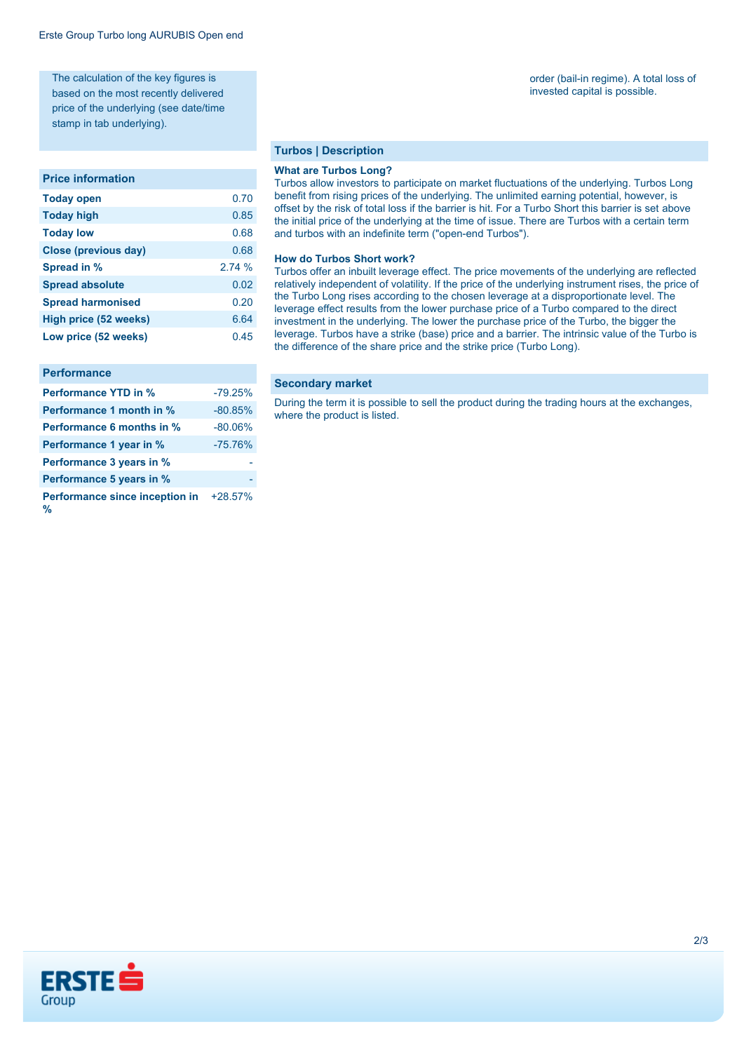The calculation of the key figures is based on the most recently delivered price of the underlying (see date/time stamp in tab underlying).

## Price information

| Price information | |
|---|---|
| **Today open** | 0.70 |
| **Today high** | 0.85 |
| **Today low** | 0.68 |
| **Close (previous day)** | 0.68 |
| **Spread in %** | 2.74 % |
| **Spread absolute** | 0.02 |
| **Spread harmonised** | 0.20 |
| **High price (52 weeks)** | 6.64 |
| **Low price (52 weeks)** | 0.45 |

## Performance

| Performance | |
|---|---|
| **Performance YTD in %** | -79.25% |
| **Performance 1 month in %** | -80.85% |
| **Performance 6 months in %** | -80.06% |
| **Performance 1 year in %** | -75.76% |
| **Performance 3 years in %** | - |
| **Performance 5 years in %** | - |
| **Performance since inception in %** | +28.57% |

order (bail-in regime). A total loss of invested capital is possible.

## Turbos | Description

**What are Turbos Long?**

Turbos allow investors to participate on market fluctuations of the underlying. Turbos Long benefit from rising prices of the underlying. The unlimited earning potential, however, is offset by the risk of total loss if the barrier is hit. For a Turbo Short this barrier is set above the initial price of the underlying at the time of issue. There are Turbos with a certain term and turbos with an indefinite term ("open-end Turbos").

**How do Turbos Short work?**

Turbos offer an inbuilt leverage effect. The price movements of the underlying are reflected relatively independent of volatility. If the price of the underlying instrument rises, the price of the Turbo Long rises according to the chosen leverage at a disproportionate level. The leverage effect results from the lower purchase price of a Turbo compared to the direct investment in the underlying. The lower the purchase price of the Turbo, the bigger the leverage. Turbos have a strike (base) price and a barrier. The intrinsic value of the Turbo is the difference of the share price and the strike price (Turbo Long).

## Secondary market

During the term it is possible to sell the product during the trading hours at the exchanges, where the product is listed.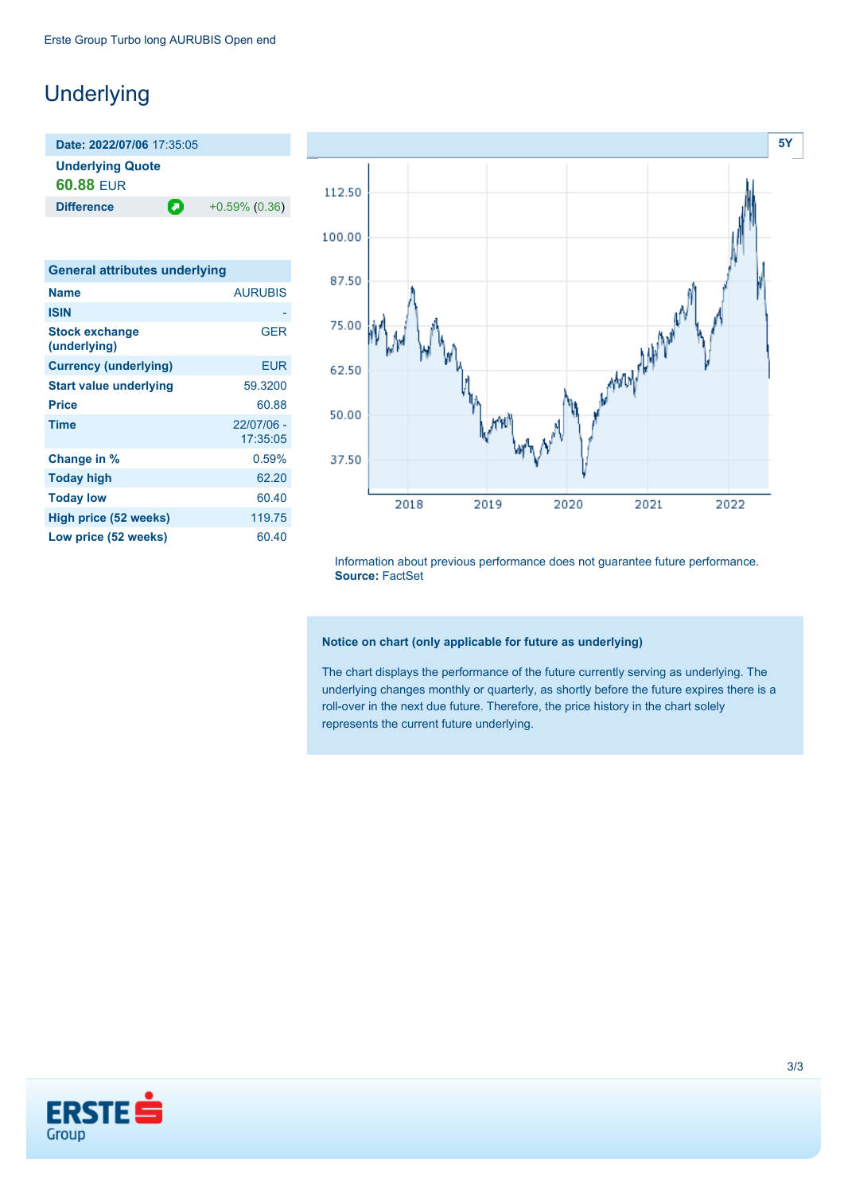Erste Group Turbo long AURUBIS Open end

# Underlying

**Date: 2022/07/06** 17:35:05

**Underlying Quote**
**60.88** EUR

| | |
|---|---|
| **Difference** | +0.59% (0.36) |

| General attributes underlying | |
|---|---|
| **Name** | AURUBIS |
| **ISIN** | - |
| **Stock exchange (underlying)** | GER |
| **Currency (underlying)** | EUR |
| **Start value underlying** | 59.3200 |
| **Price** | 60.88 |
| **Time** | 22/07/06 - 17:35:05 |
| **Change in %** | 0.59% |
| **Today high** | 62.20 |
| **Today low** | 60.40 |
| **High price (52 weeks)** | 119.75 |
| **Low price (52 weeks)** | 60.40 |

5Y

112.50
100.00
87.50
75.00
62.50
50.00
37.50

2018
2019
2020
2021
2022

Information about previous performance does not guarantee future performance.
**Source:** FactSet

**Notice on chart (only applicable for future as underlying)**

The chart displays the performance of the future currently serving as underlying. The underlying changes monthly or quarterly, as shortly before the future expires there is a roll-over in the next due future. Therefore, the price history in the chart solely represents the current future underlying.